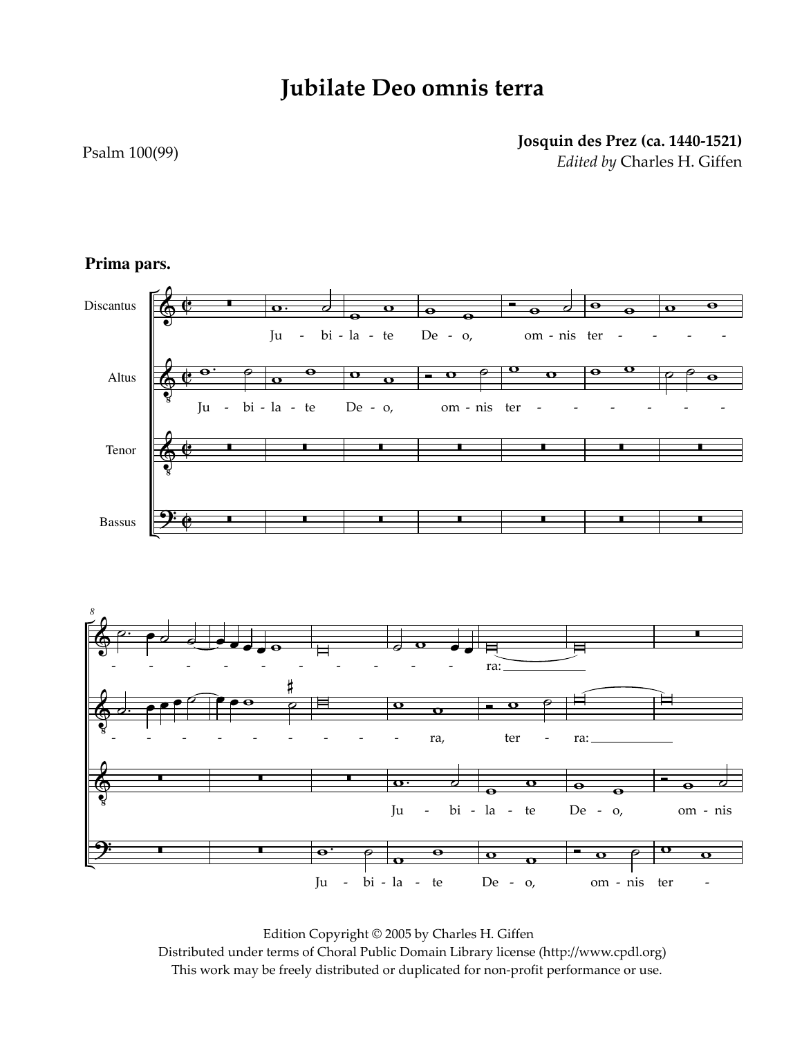# Jubilate Deo omnis terra

Psalm 100(99)

**Josquin des Prez (ca. 1440-1521)**
*Edited by* Charles H. Giffen

**Prima pars.**

Edition Copyright © 2005 by Charles H. Giffen
Distributed under terms of Choral Public Domain Library license (http://www.cpdl.org)
This work may be freely distributed or duplicated for non-profit performance or use.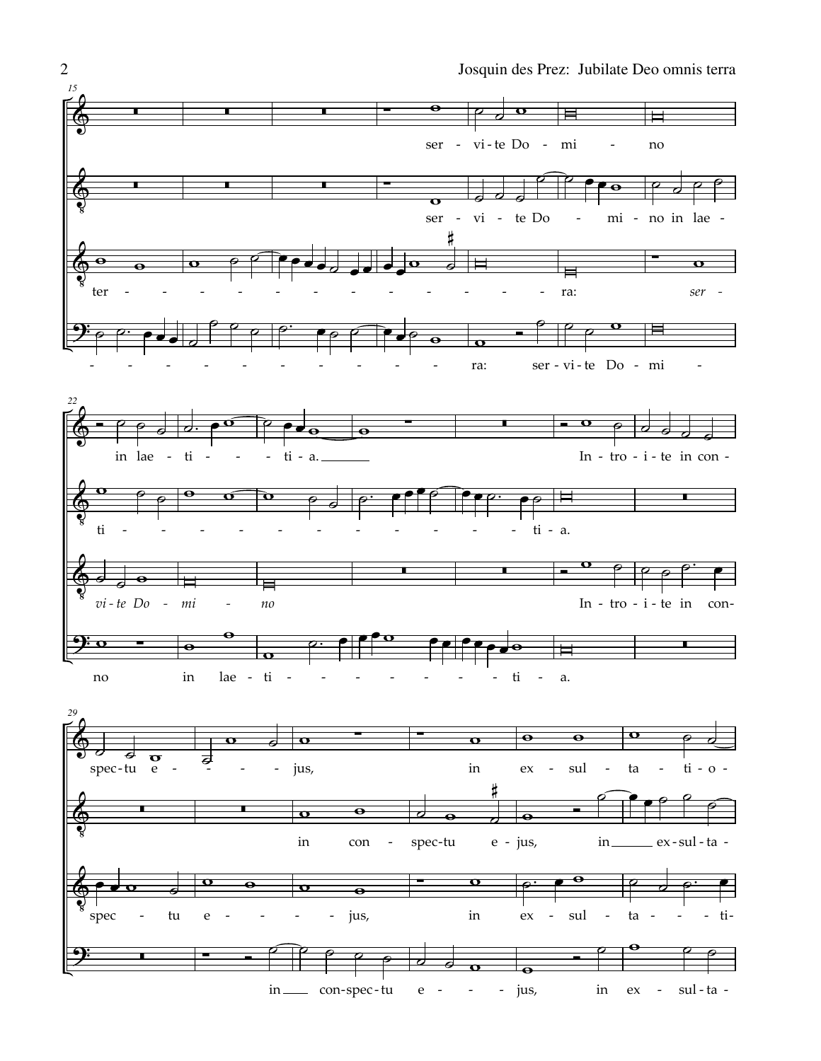15

ser - vi - te Do - mi - no

ser - vi - te Do - mi - no in lae -

ter - - - - - - - - - - - - - - ra: *ser -*

- - - - - - - - - - - - ra: ser - vi - te Do - mi -

22

in lae - ti - - - ti - a. In - tro - i - te in con -

ti - - - - - - - - - - - - - ti - a.

*vi - te Do - mi - no* In - tro - i - te in con-

no in lae - ti - - - - - - - - ti - a.

29

spec - tu e - - - - jus, in ex - sul - ta - ti - o -

in con - spec - tu e - jus, in ex - sul - ta -

spec - tu e - - - - jus, in ex - sul - ta - - - ti-

in con - spec - tu e - - - jus, in ex - sul - ta -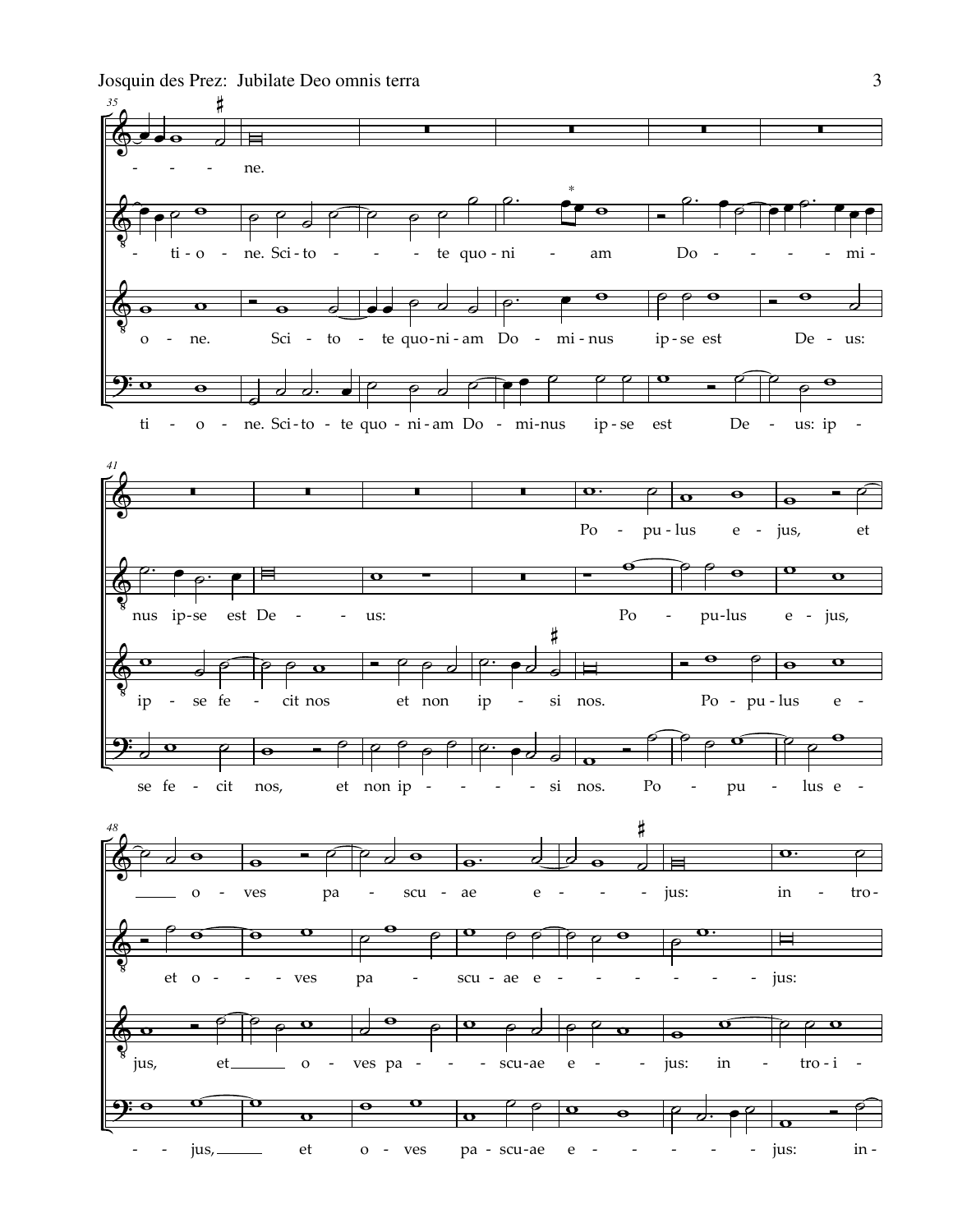35

- - - - ne.

- ti - o - ne. Sci - to - - - - te quo - ni - am Do - - - - - mi -

o - ne. Sci - to - te quo - ni - am Do - mi - nus ip - se est De - us:

ti - o - ne. Sci - to - te quo - ni - am Do - mi - nus ip - se est De - us: ip -

41

Po - pu - lus e - jus, et

nus ip - se est De - - us: Po - pu - lus e - jus,

ip - se fe - cit nos et non ip - si nos. Po - pu - lus e -

se fe - cit nos, et non ip - - - - - si nos. Po - pu - lus e -

48

o - ves pa - scu - ae e - - - - jus: in - tro-

et o - - - ves pa - scu - ae e - - - - - - - jus:

jus, et o - ves pa - - - scu - ae e - - jus: in - tro - i -

- - jus, et o - ves pa - scu - ae e - - - - - - jus: in -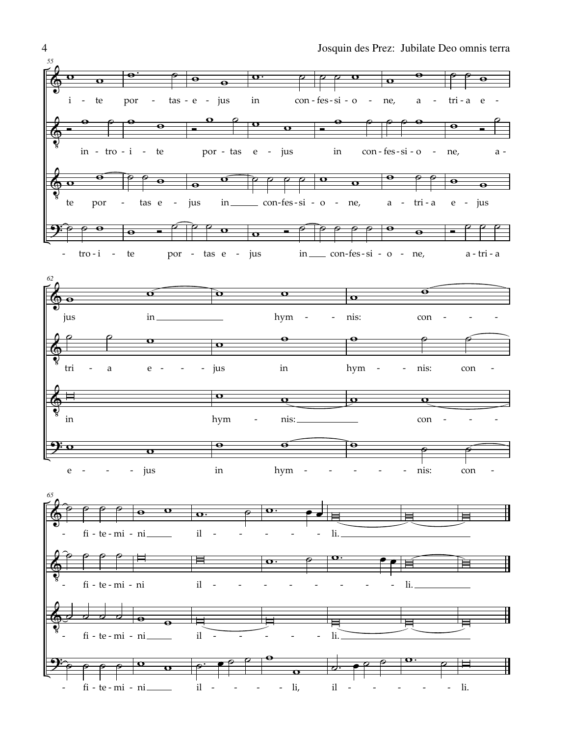55

i - te por - tas - e - jus in con - fes - si - o - ne, a - tri - a e -

in - tro - i - te por - tas e - jus in con - fes - si - o - ne, a -

te por - tas e - jus in con - fes - si - o - ne, a - tri - a e - jus

- tro - i - te por - tas e - jus in con - fes - si - o - ne, a - tri - a

62

jus in hym - nis: con -

tri - a e - jus in hym - nis: con -

in hym - nis: con -

e - jus in hym - nis: con -

65

- fi - te - mi - ni il - li.

- fi - te - mi - ni il - li.

- fi - te - mi - ni il - li.

- fi - te - mi - ni il - li, il - li.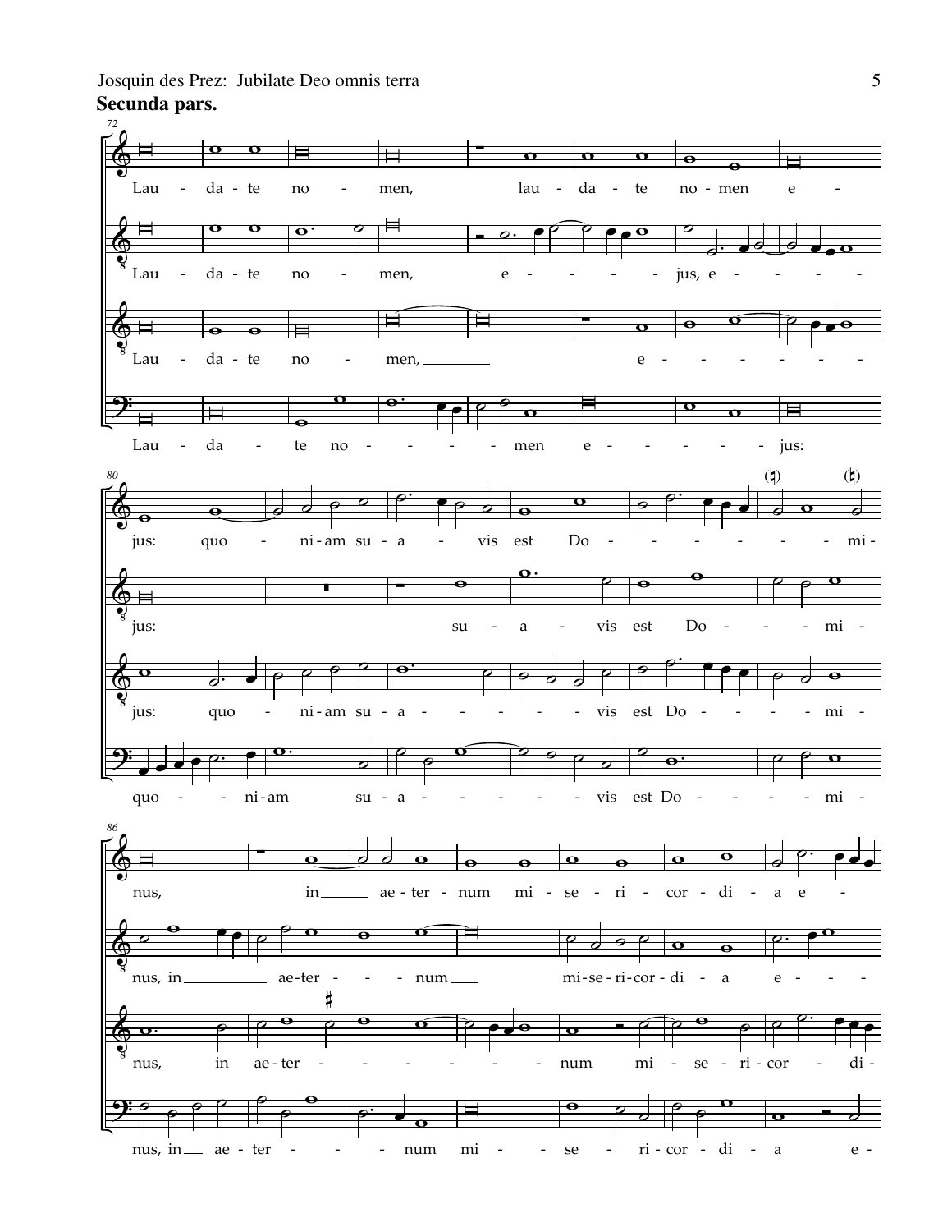## Secunda pars.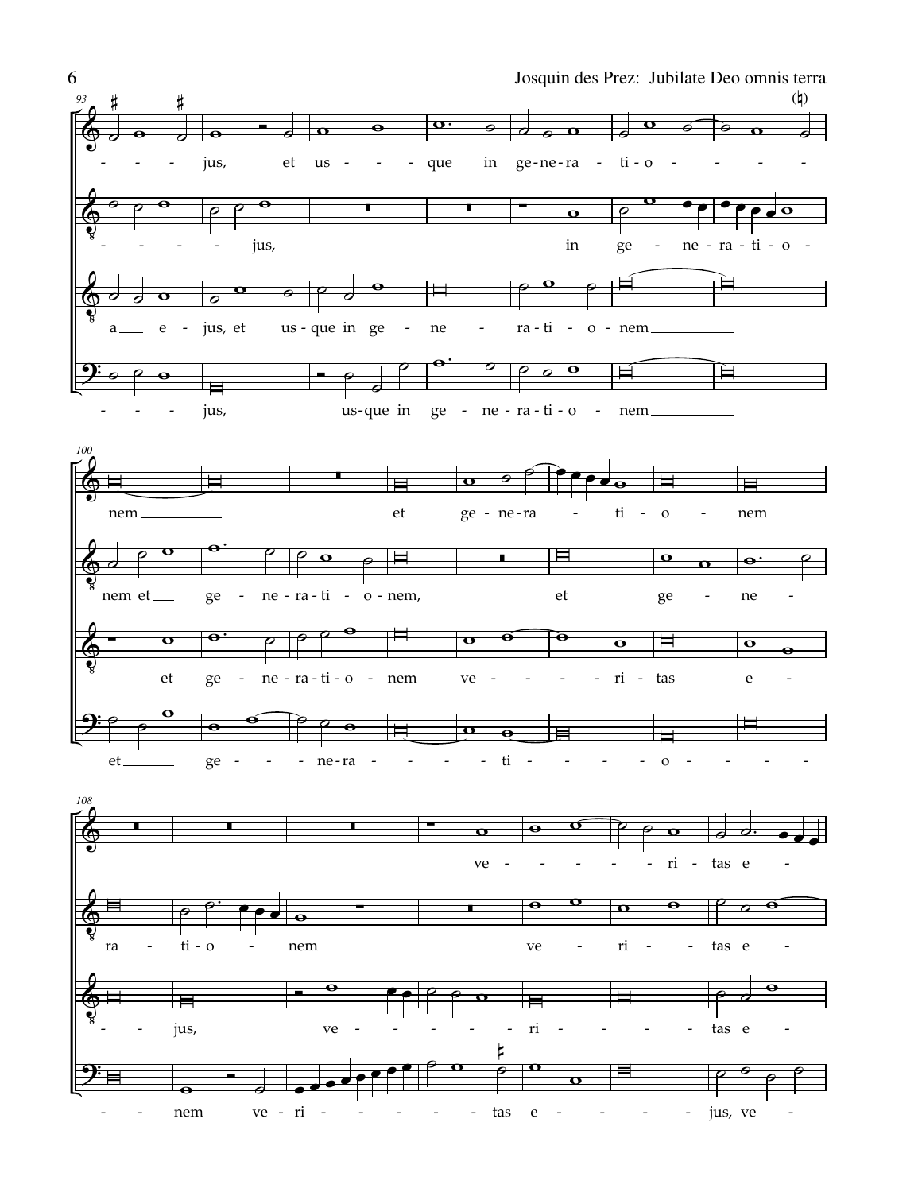**93**

- - - jus, et us - - - que in ge-ne-ra - ti-o - - - - -

- - - - - jus, in ge - ne - ra - ti - o -

a e - jus, et us-que in ge - ne - ra-ti - o - nem

- - - jus, us-que in ge - ne-ra-ti-o - nem

**100**

nem et ge-ne-ra - ti - o - nem

nem et ge - ne-ra-ti - o-nem, et ge - ne -

et ge - ne-ra-ti-o - nem ve - - - - ri - tas e -

et ge - - - ne-ra - - - - ti - - - - o - - - - -

**108**

ve - - - - - ri - tas e -

ra - ti-o - nem ve - ri - - tas e -

- - jus, ve - - - - - - ri - - - - - tas e -

- - nem ve-ri - - - - - - tas e - - - - - - jus, ve -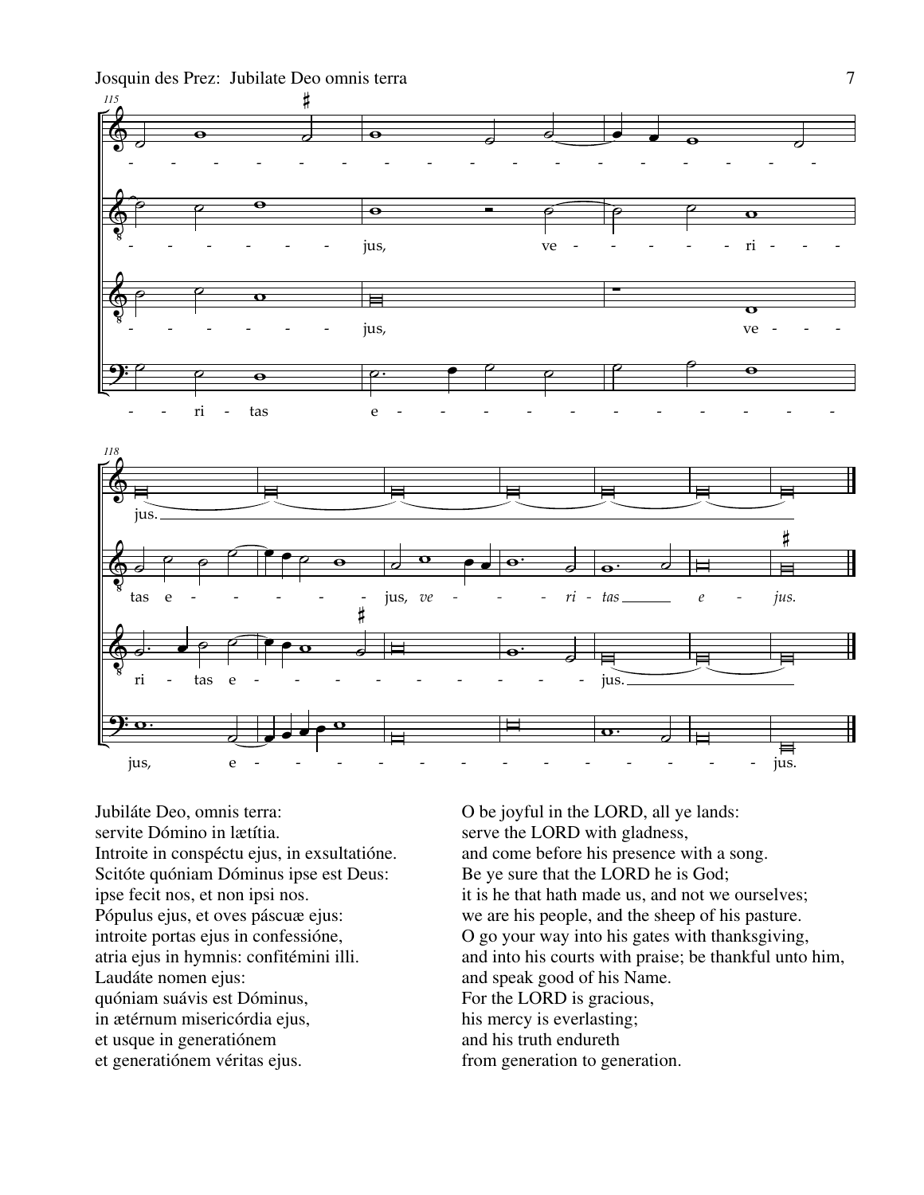Jubiláte Deo, omnis terra:
servite Dómino in lætítia.
Introite in conspéctu ejus, in exsultatióne.
Scitóte quóniam Dóminus ipse est Deus:
ipse fecit nos, et non ipsi nos.
Pópulus ejus, et oves páscuæ ejus:
introite portas ejus in confessióne,
atria ejus in hymnis: confitémini illi.
Laudáte nomen ejus:
quóniam suávis est Dóminus,
in ætérnum misericórdia ejus,
et usque in generatiónem
et generatiónem véritas ejus.

O be joyful in the LORD, all ye lands:
serve the LORD with gladness,
and come before his presence with a song.
Be ye sure that the LORD he is God;
it is he that hath made us, and not we ourselves;
we are his people, and the sheep of his pasture.
O go your way into his gates with thanksgiving,
and into his courts with praise; be thankful unto him,
and speak good of his Name.
For the LORD is gracious,
his mercy is everlasting;
and his truth endureth
from generation to generation.